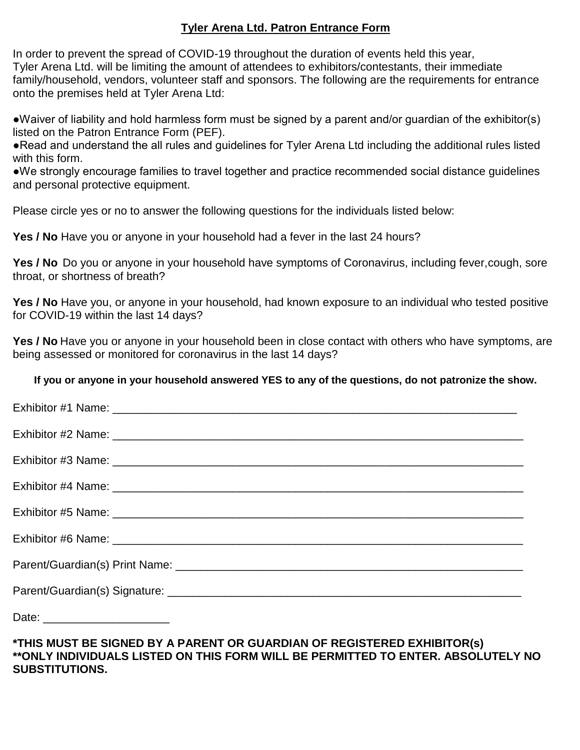# Tyler Arena Ltd. Patron Entrance Form

In order to prevent the spread of COVID-19 throughout the duration of events held this year, Tyler Arena Ltd. will be limiting the amount of attendees to exhibitors/contestants, their immediate family/household, vendors, volunteer staff and sponsors. The following are the requirements for entrance onto the premises held at Tyler Arena Ltd:

- Waiver of liability and hold harmless form must be signed by a parent and/or guardian of the exhibitor(s) listed on the Patron Entrance Form (PEF).
- Read and understand the all rules and guidelines for Tyler Arena Ltd including the additional rules listed with this form.
- We strongly encourage families to travel together and practice recommended social distance guidelines and personal protective equipment.

Please circle yes or no to answer the following questions for the individuals listed below:

**Yes / No** Have you or anyone in your household had a fever in the last 24 hours?

**Yes / No** Do you or anyone in your household have symptoms of Coronavirus, including fever,cough, sore throat, or shortness of breath?

**Yes / No** Have you, or anyone in your household, had known exposure to an individual who tested positive for COVID-19 within the last 14 days?

**Yes / No** Have you or anyone in your household been in close contact with others who have symptoms, are being assessed or monitored for coronavirus in the last 14 days?

**If you or anyone in your household answered YES to any of the questions, do not patronize the show.**

Exhibitor #1 Name: ______________________________________________

Exhibitor #2 Name: ______________________________________________

Exhibitor #3 Name: ______________________________________________

Exhibitor #4 Name: ______________________________________________

Exhibitor #5 Name: ______________________________________________

Exhibitor #6 Name: ______________________________________________

Parent/Guardian(s) Print Name: ______________________________________

Parent/Guardian(s) Signature: _______________________________________

Date: ____________________

**\*THIS MUST BE SIGNED BY A PARENT OR GUARDIAN OF REGISTERED EXHIBITOR(s)**
**\*\*ONLY INDIVIDUALS LISTED ON THIS FORM WILL BE PERMITTED TO ENTER. ABSOLUTELY NO SUBSTITUTIONS.**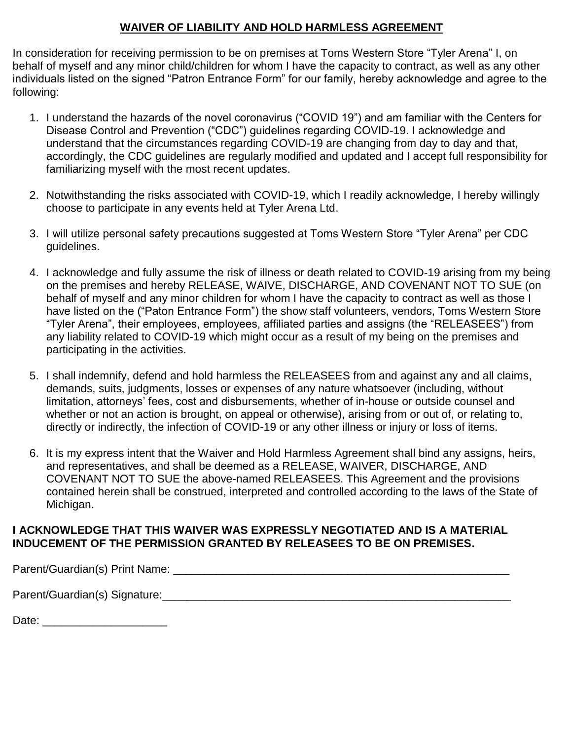## WAIVER OF LIABILITY AND HOLD HARMLESS AGREEMENT

In consideration for receiving permission to be on premises at Toms Western Store “Tyler Arena” I, on behalf of myself and any minor child/children for whom I have the capacity to contract, as well as any other individuals listed on the signed “Patron Entrance Form” for our family, hereby acknowledge and agree to the following:

1. I understand the hazards of the novel coronavirus (“COVID 19”) and am familiar with the Centers for Disease Control and Prevention (“CDC”) guidelines regarding COVID-19. I acknowledge and understand that the circumstances regarding COVID-19 are changing from day to day and that, accordingly, the CDC guidelines are regularly modified and updated and I accept full responsibility for familiarizing myself with the most recent updates.

2. Notwithstanding the risks associated with COVID-19, which I readily acknowledge, I hereby willingly choose to participate in any events held at Tyler Arena Ltd.

3. I will utilize personal safety precautions suggested at Toms Western Store “Tyler Arena” per CDC guidelines.

4. I acknowledge and fully assume the risk of illness or death related to COVID-19 arising from my being on the premises and hereby RELEASE, WAIVE, DISCHARGE, AND COVENANT NOT TO SUE (on behalf of myself and any minor children for whom I have the capacity to contract as well as those I have listed on the (“Paton Entrance Form”) the show staff volunteers, vendors, Toms Western Store “Tyler Arena”, their employees, employees, affiliated parties and assigns (the “RELEASEES”) from any liability related to COVID-19 which might occur as a result of my being on the premises and participating in the activities.

5. I shall indemnify, defend and hold harmless the RELEASEES from and against any and all claims, demands, suits, judgments, losses or expenses of any nature whatsoever (including, without limitation, attorneys’ fees, cost and disbursements, whether of in-house or outside counsel and whether or not an action is brought, on appeal or otherwise), arising from or out of, or relating to, directly or indirectly, the infection of COVID-19 or any other illness or injury or loss of items.

6. It is my express intent that the Waiver and Hold Harmless Agreement shall bind any assigns, heirs, and representatives, and shall be deemed as a RELEASE, WAIVER, DISCHARGE, AND COVENANT NOT TO SUE the above-named RELEASEES. This Agreement and the provisions contained herein shall be construed, interpreted and controlled according to the laws of the State of Michigan.

**I ACKNOWLEDGE THAT THIS WAIVER WAS EXPRESSLY NEGOTIATED AND IS A MATERIAL INDUCEMENT OF THE PERMISSION GRANTED BY RELEASEES TO BE ON PREMISES.**

Parent/Guardian(s) Print Name: ___________________________________________________________

Parent/Guardian(s) Signature:_____________________________________________________________

Date: ____________________